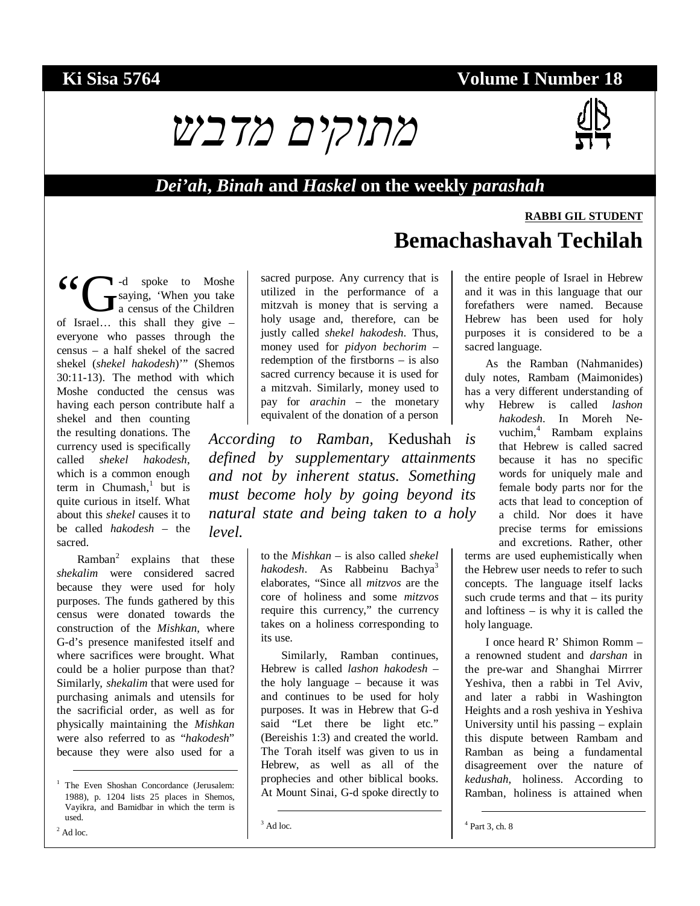**Ki Sisa 5764** **Volume I Number 18**

# מתוקים מדבש

## *Dei'ah*, *Binah* and *Haskel* on the weekly *parashah*

**RABBI GIL STUDENT**

# Bemachashavah Techilah

"G-d spoke to Moshe saying, 'When you take a census of the Children of Israel… this shall they give – everyone who passes through the census – a half shekel of the sacred shekel (*shekel hakodesh*)'" (Shemos 30:11-13). The method with which Moshe conducted the census was having each person contribute half a shekel and then counting the resulting donations. The currency used is specifically called *shekel hakodesh*, which is a common enough term in Chumash,[1] but is quite curious in itself. What about this *shekel* causes it to be called *hakodesh* – the sacred.

Ramban[2] explains that these *shekalim* were considered sacred because they were used for holy purposes. The funds gathered by this census were donated towards the construction of the *Mishkan*, where G-d's presence manifested itself and where sacrifices were brought. What could be a holier purpose than that? Similarly, *shekalim* that were used for purchasing animals and utensils for the sacrificial order, as well as for physically maintaining the *Mishkan* were also referred to as "*hakodesh*" because they were also used for a sacred purpose. Any currency that is utilized in the performance of a mitzvah is money that is serving a holy usage and, therefore, can be justly called *shekel hakodesh*. Thus, money used for *pidyon bechorim* – redemption of the firstborns – is also sacred currency because it is used for a mitzvah. Similarly, money used to pay for *arachin* – the monetary equivalent of the donation of a person to the *Mishkan* – is also called *shekel hakodesh*. As Rabbeinu Bachya[3] elaborates, "Since all *mitzvos* are the core of holiness and some *mitzvos* require this currency," the currency takes on a holiness corresponding to its use.

*According to Ramban,* Kedushah *is defined by supplementary attainments and not by inherent status. Something must become holy by going beyond its natural state and being taken to a holy level.*

Similarly, Ramban continues, Hebrew is called *lashon hakodesh* – the holy language – because it was and continues to be used for holy purposes. It was in Hebrew that G-d said "Let there be light etc." (Bereishis 1:3) and created the world. The Torah itself was given to us in Hebrew, as well as all of the prophecies and other biblical books. At Mount Sinai, G-d spoke directly to the entire people of Israel in Hebrew and it was in this language that our forefathers were named. Because Hebrew has been used for holy purposes it is considered to be a sacred language.

As the Ramban (Nahmanides) duly notes, Rambam (Maimonides) has a very different understanding of why Hebrew is called *lashon hakodesh*. In Moreh Nevuchim,[4] Rambam explains that Hebrew is called sacred because it has no specific words for uniquely male and female body parts nor for the acts that lead to conception of a child. Nor does it have precise terms for emissions and excretions. Rather, other terms are used euphemistically when the Hebrew user needs to refer to such concepts. The language itself lacks such crude terms and that – its purity and loftiness – is why it is called the holy language.

I once heard R' Shimon Romm – a renowned student and *darshan* in the pre-war and Shanghai Mirrrer Yeshiva, then a rabbi in Tel Aviv, and later a rabbi in Washington Heights and a rosh yeshiva in Yeshiva University until his passing – explain this dispute between Rambam and Ramban as being a fundamental disagreement over the nature of *kedushah*, holiness. According to Ramban, holiness is attained when

---

[1] The Even Shoshan Concordance (Jerusalem: 1988), p. 1204 lists 25 places in Shemos, Vayikra, and Bamidbar in which the term is used.

[2] Ad loc.

[3] Ad loc.

[4] Part 3, ch. 8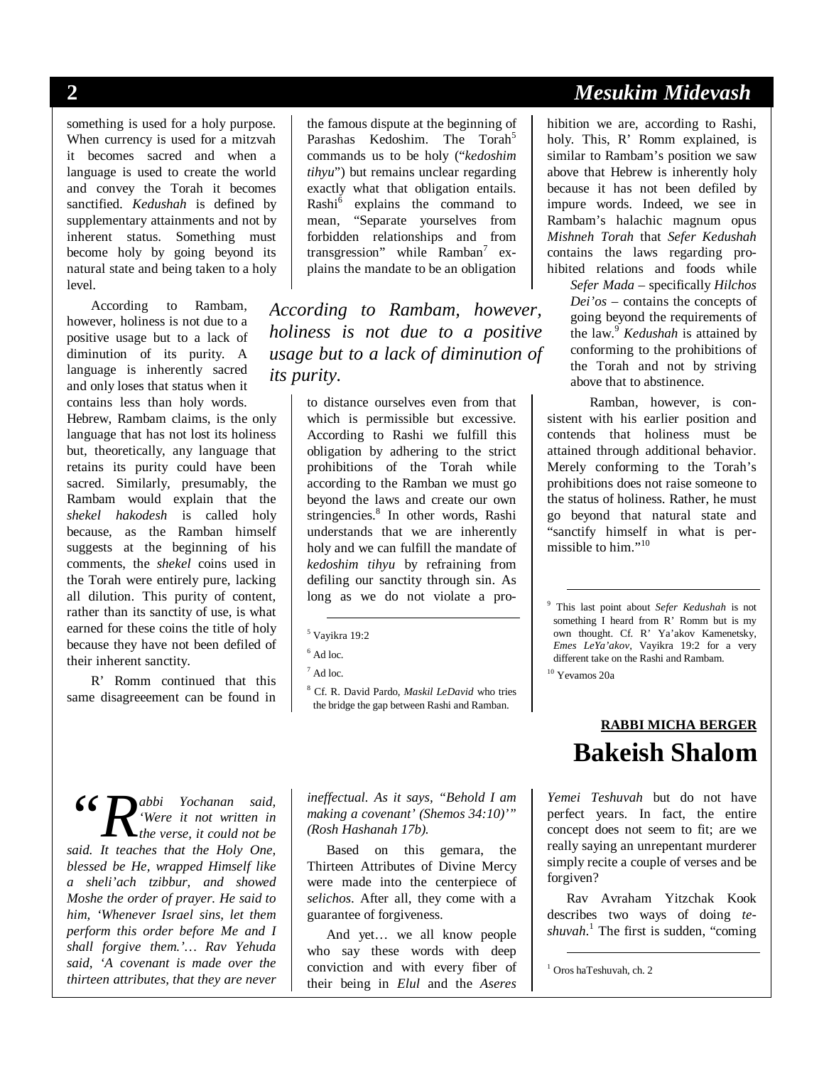something is used for a holy purpose. When currency is used for a mitzvah it becomes sacred and when a language is used to create the world and convey the Torah it becomes sanctified. *Kedushah* is defined by supplementary attainments and not by inherent status. Something must become holy by going beyond its natural state and being taken to a holy level.

According to Rambam, however, holiness is not due to a positive usage but to a lack of diminution of its purity. A language is inherently sacred and only loses that status when it contains less than holy words. Hebrew, Rambam claims, is the only language that has not lost its holiness but, theoretically, any language that retains its purity could have been sacred. Similarly, presumably, the Rambam would explain that the *shekel hakodesh* is called holy because, as the Ramban himself suggests at the beginning of his comments, the *shekel* coins used in the Torah were entirely pure, lacking all dilution. This purity of content, rather than its sanctity of use, is what earned for these coins the title of holy because they have not been defiled of their inherent sanctity.

R' Romm continued that this same disagreeement can be found in the famous dispute at the beginning of Parashas Kedoshim. The Torah[5] commands us to be holy ("*kedoshim tihyu*") but remains unclear regarding exactly what that obligation entails. Rashi[6] explains the command to mean, "Separate yourselves from forbidden relationships and from transgression" while Ramban[7] explains the mandate to be an obligation to distance ourselves even from that which is permissible but excessive. According to Rashi we fulfill this obligation by adhering to the strict prohibitions of the Torah while according to the Ramban we must go beyond the laws and create our own stringencies.[8] In other words, Rashi understands that we are inherently holy and we can fulfill the mandate of *kedoshim tihyu* by refraining from defiling our sanctity through sin. As long as we do not violate a prohibition we are, according to Rashi, holy. This, R' Romm explained, is similar to Rambam's position we saw above that Hebrew is inherently holy because it has not been defiled by impure words. Indeed, we see in Rambam's halachic magnum opus *Mishneh Torah* that *Sefer Kedushah* contains the laws regarding prohibited relations and foods while *Sefer Mada* – specifically *Hilchos Dei'os* – contains the concepts of going beyond the requirements of the law.[9] *Kedushah* is attained by conforming to the prohibitions of the Torah and not by striving above that to abstinence.

> *According to Rambam, however, holiness is not due to a positive usage but to a lack of diminution of its purity.*

Ramban, however, is consistent with his earlier position and contends that holiness must be attained through additional behavior. Merely conforming to the Torah's prohibitions does not raise someone to the status of holiness. Rather, he must go beyond that natural state and "sanctify himself in what is permissible to him."[10]

---

[5] Vayikra 19:2

[6] Ad loc.

[7] Ad loc.

[8] Cf. R. David Pardo, *Maskil LeDavid* who tries the bridge the gap between Rashi and Ramban.

[9] This last point about *Sefer Kedushah* is not something I heard from R' Romm but is my own thought. Cf. R' Ya'akov Kamenetsky, *Emes LeYa'akov*, Vayikra 19:2 for a very different take on the Rashi and Rambam.

[10] Yevamos 20a

---

**RABBI MICHA BERGER**

# Bakeish Shalom

*"Rabbi Yochanan said, 'Were it not written in the verse, it could not be said. It teaches that the Holy One, blessed be He, wrapped Himself like a sheli'ach tzibbur, and showed Moshe the order of prayer. He said to him, 'Whenever Israel sins, let them perform this order before Me and I shall forgive them.'… Rav Yehuda said, 'A covenant is made over the thirteen attributes, that they are never ineffectual. As it says, "Behold I am making a covenant' (Shemos 34:10)'" (Rosh Hashanah 17b).*

Based on this gemara, the Thirteen Attributes of Divine Mercy were made into the centerpiece of *selichos*. After all, they come with a guarantee of forgiveness.

And yet… we all know people who say these words with deep conviction and with every fiber of their being in *Elul* and the *Aseres Yemei Teshuvah* but do not have perfect years. In fact, the entire concept does not seem to fit; are we really saying an unrepentant murderer simply recite a couple of verses and be forgiven?

Rav Avraham Yitzchak Kook describes two ways of doing *teshuvah*.[1] The first is sudden, "coming

---

[1] Oros haTeshuvah, ch. 2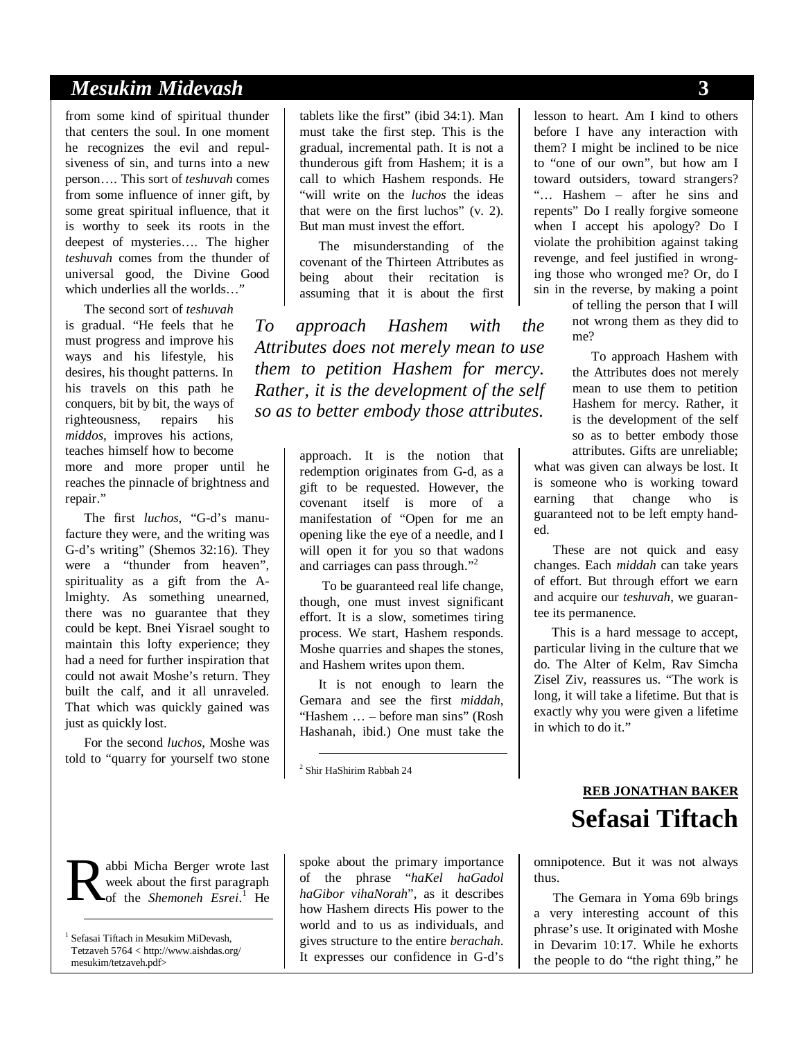from some kind of spiritual thunder that centers the soul. In one moment he recognizes the evil and repulsiveness of sin, and turns into a new person…. This sort of *teshuvah* comes from some influence of inner gift, by some great spiritual influence, that it is worthy to seek its roots in the deepest of mysteries…. The higher *teshuvah* comes from the thunder of universal good, the Divine Good which underlies all the worlds…"

The second sort of *teshuvah* is gradual. "He feels that he must progress and improve his ways and his lifestyle, his desires, his thought patterns. In his travels on this path he conquers, bit by bit, the ways of righteousness, repairs his *middos*, improves his actions, teaches himself how to become more and more proper until he reaches the pinnacle of brightness and repair."

The first *luchos*, "G-d's manufacture they were, and the writing was G-d's writing" (Shemos 32:16). They were a "thunder from heaven", spirituality as a gift from the A-lmighty. As something unearned, there was no guarantee that they could be kept. Bnei Yisrael sought to maintain this lofty experience; they had a need for further inspiration that could not await Moshe's return. They built the calf, and it all unraveled. That which was quickly gained was just as quickly lost.

For the second *luchos*, Moshe was told to "quarry for yourself two stone tablets like the first" (ibid 34:1). Man must take the first step. This is the gradual, incremental path. It is not a thunderous gift from Hashem; it is a call to which Hashem responds. He "will write on the *luchos* the ideas that were on the first luchos" (v. 2). But man must invest the effort.

The misunderstanding of the covenant of the Thirteen Attributes as being about their recitation is assuming that it is about the first approach. It is the notion that redemption originates from G-d, as a gift to be requested. However, the covenant itself is more of a manifestation of "Open for me an opening like the eye of a needle, and I will open it for you so that wadons and carriages can pass through."[2]

To be guaranteed real life change, though, one must invest significant effort. It is a slow, sometimes tiring process. We start, Hashem responds. Moshe quarries and shapes the stones, and Hashem writes upon them.

It is not enough to learn the Gemara and see the first *middah*, "Hashem … – before man sins" (Rosh Hashanah, ibid.) One must take the lesson to heart. Am I kind to others before I have any interaction with them? I might be inclined to be nice to "one of our own", but how am I toward outsiders, toward strangers? "… Hashem – after he sins and repents" Do I really forgive someone when I accept his apology? Do I violate the prohibition against taking revenge, and feel justified in wronging those who wronged me? Or, do I sin in the reverse, by making a point of telling the person that I will not wrong them as they did to me?

*To approach Hashem with the Attributes does not merely mean to use them to petition Hashem for mercy. Rather, it is the development of the self so as to better embody those attributes.*

To approach Hashem with the Attributes does not merely mean to use them to petition Hashem for mercy. Rather, it is the development of the self so as to better embody those attributes. Gifts are unreliable; what was given can always be lost. It is someone who is working toward earning that change who is guaranteed not to be left empty handed.

These are not quick and easy changes. Each *middah* can take years of effort. But through effort we earn and acquire our *teshuvah*, we guarantee its permanence.

This is a hard message to accept, particular living in the culture that we do. The Alter of Kelm, Rav Simcha Zisel Ziv, reassures us. "The work is long, it will take a lifetime. But that is exactly why you were given a lifetime in which to do it."

[2] Shir HaShirim Rabbah 24

**REB JONATHAN BAKER**

# Sefasai Tiftach

Rabbi Micha Berger wrote last week about the first paragraph of the *Shemoneh Esrei*.[1] He spoke about the primary importance of the phrase "*haKel haGadol haGibor vihaNorah*", as it describes how Hashem directs His power to the world and to us as individuals, and gives structure to the entire *berachah*. It expresses our confidence in G-d's omnipotence. But it was not always thus.

The Gemara in Yoma 69b brings a very interesting account of this phrase's use. It originated with Moshe in Devarim 10:17. While he exhorts the people to do "the right thing," he

[1] Sefasai Tiftach in Mesukim MiDevash, Tetzaveh 5764 < http://www.aishdas.org/mesukim/tetzaveh.pdf>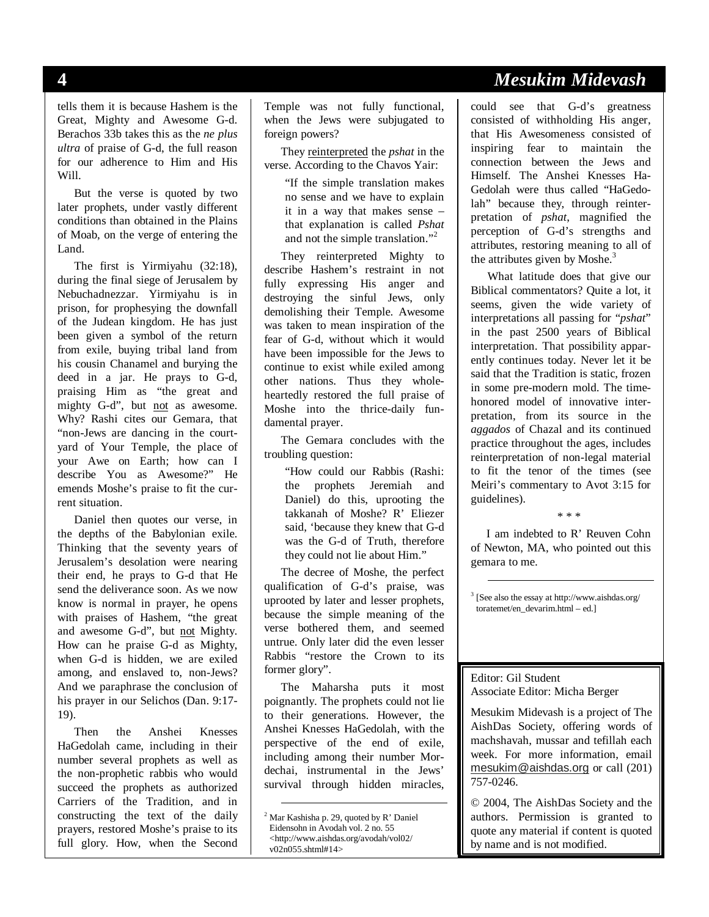tells them it is because Hashem is the Great, Mighty and Awesome G-d. Berachos 33b takes this as the *ne plus ultra* of praise of G-d, the full reason for our adherence to Him and His Will.

But the verse is quoted by two later prophets, under vastly different conditions than obtained in the Plains of Moab, on the verge of entering the Land.

The first is Yirmiyahu (32:18), during the final siege of Jerusalem by Nebuchadnezzar. Yirmiyahu is in prison, for prophesying the downfall of the Judean kingdom. He has just been given a symbol of the return from exile, buying tribal land from his cousin Chanamel and burying the deed in a jar. He prays to G-d, praising Him as "the great and mighty G-d", but not as awesome. Why? Rashi cites our Gemara, that "non-Jews are dancing in the courtyard of Your Temple, the place of your Awe on Earth; how can I describe You as Awesome?" He emends Moshe's praise to fit the current situation.

Daniel then quotes our verse, in the depths of the Babylonian exile. Thinking that the seventy years of Jerusalem's desolation were nearing their end, he prays to G-d that He send the deliverance soon. As we now know is normal in prayer, he opens with praises of Hashem, "the great and awesome G-d", but not Mighty. How can he praise G-d as Mighty, when G-d is hidden, we are exiled among, and enslaved to, non-Jews? And we paraphrase the conclusion of his prayer in our Selichos (Dan. 9:17-19).

Then the Anshei Knesses HaGedolah came, including in their number several prophets as well as the non-prophetic rabbis who would succeed the prophets as authorized Carriers of the Tradition, and in constructing the text of the daily prayers, restored Moshe's praise to its full glory. How, when the Second Temple was not fully functional, when the Jews were subjugated to foreign powers?

They reinterpreted the *pshat* in the verse. According to the Chavos Yair:

> "If the simple translation makes no sense and we have to explain it in a way that makes sense – that explanation is called *Pshat* and not the simple translation."[2]

They reinterpreted Mighty to describe Hashem's restraint in not fully expressing His anger and destroying the sinful Jews, only demolishing their Temple. Awesome was taken to mean inspiration of the fear of G-d, without which it would have been impossible for the Jews to continue to exist while exiled among other nations. Thus they wholeheartedly restored the full praise of Moshe into the thrice-daily fundamental prayer.

The Gemara concludes with the troubling question:

> "How could our Rabbis (Rashi: the prophets Jeremiah and Daniel) do this, uprooting the takkanah of Moshe? R' Eliezer said, 'because they knew that G-d was the G-d of Truth, therefore they could not lie about Him."

The decree of Moshe, the perfect qualification of G-d's praise, was uprooted by later and lesser prophets, because the simple meaning of the verse bothered them, and seemed untrue. Only later did the even lesser Rabbis "restore the Crown to its former glory".

The Maharsha puts it most poignantly. The prophets could not lie to their generations. However, the Anshei Knesses HaGedolah, with the perspective of the end of exile, including among their number Mordechai, instrumental in the Jews' survival through hidden miracles, could see that G-d's greatness consisted of withholding His anger, that His Awesomeness consisted of inspiring fear to maintain the connection between the Jews and Himself. The Anshei Knesses HaGedolah were thus called "HaGedolah" because they, through reinterpretation of *pshat*, magnified the perception of G-d's strengths and attributes, restoring meaning to all of the attributes given by Moshe.[3]

What latitude does that give our Biblical commentators? Quite a lot, it seems, given the wide variety of interpretations all passing for "*pshat*" in the past 2500 years of Biblical interpretation. That possibility apparently continues today. Never let it be said that the Tradition is static, frozen in some pre-modern mold. The time-honored model of innovative interpretation, from its source in the *aggados* of Chazal and its continued practice throughout the ages, includes reinterpretation of non-legal material to fit the tenor of the times (see Meiri's commentary to Avot 3:15 for guidelines).

\* \* \*

I am indebted to R' Reuven Cohn of Newton, MA, who pointed out this gemara to me.

---

[2] Mar Kashisha p. 29, quoted by R' Daniel Eidensohn in Avodah vol. 2 no. 55 <http://www.aishdas.org/avodah/vol02/v02n055.shtml#14>

[3] [See also the essay at http://www.aishdas.org/toratemet/en_devarim.html – ed.]

---

Editor: Gil Student
Associate Editor: Micha Berger

Mesukim Midevash is a project of The AishDas Society, offering words of machshavah, mussar and tefillah each week. For more information, email mesukim@aishdas.org or call (201) 757-0246.

© 2004, The AishDas Society and the authors. Permission is granted to quote any material if content is quoted by name and is not modified.